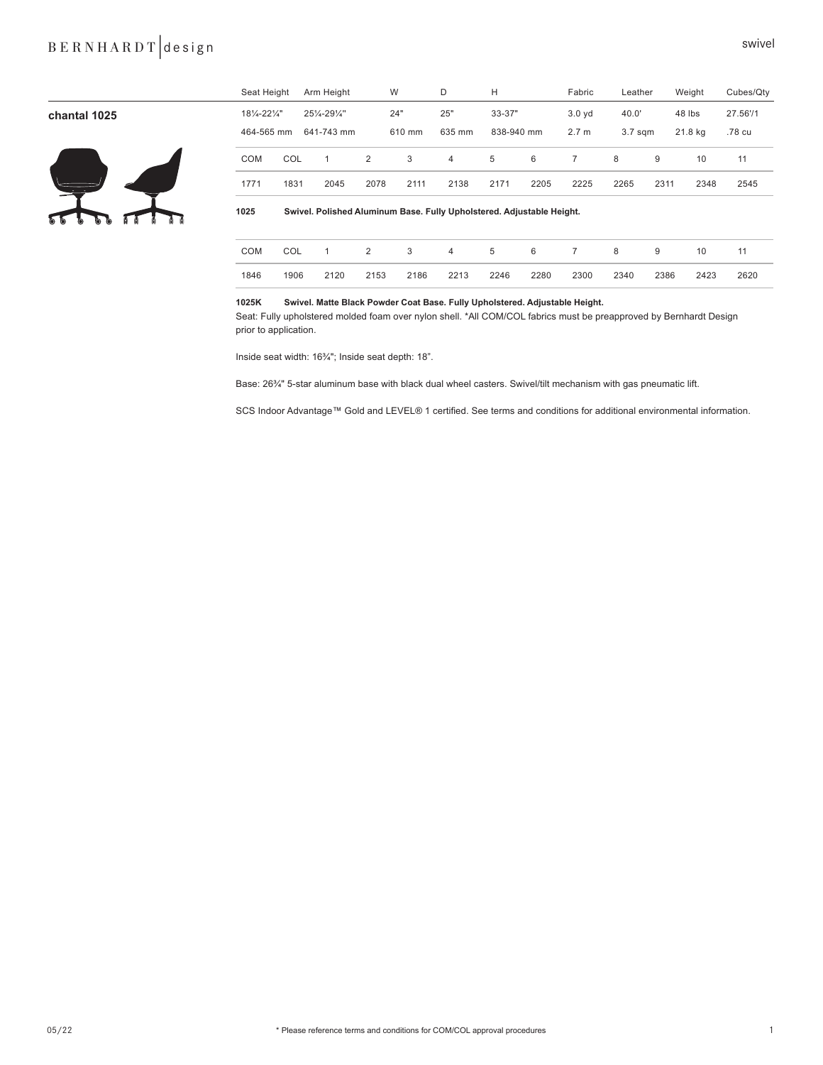# chantal 1025

| Seat Height | Arm Height | W | D | H | Fabric | Leather | Weight | Cubes/Qty |
|---|---|---|---|---|---|---|---|---|
| 18¼-22¼" | 25¼-29¼" | 24" | 25" | 33-37" | 3.0 yd | 40.0' | 48 lbs | 27.56'/1 |
| 464-565 mm | 641-743 mm | 610 mm | 635 mm | 838-940 mm | 2.7 m | 3.7 sqm | 21.8 kg | .78 cu |

| COM | COL | 1 | 2 | 3 | 4 | 5 | 6 | 7 | 8 | 9 | 10 | 11 |
|---|---|---|---|---|---|---|---|---|---|---|---|---|
| 1771 | 1831 | 2045 | 2078 | 2111 | 2138 | 2171 | 2205 | 2225 | 2265 | 2311 | 2348 | 2545 |

**1025 Swivel. Polished Aluminum Base. Fully Upholstered. Adjustable Height.**

| COM | COL | 1 | 2 | 3 | 4 | 5 | 6 | 7 | 8 | 9 | 10 | 11 |
|---|---|---|---|---|---|---|---|---|---|---|---|---|
| 1846 | 1906 | 2120 | 2153 | 2186 | 2213 | 2246 | 2280 | 2300 | 2340 | 2386 | 2423 | 2620 |

**1025K Swivel. Matte Black Powder Coat Base. Fully Upholstered. Adjustable Height.**

Seat: Fully upholstered molded foam over nylon shell. *All COM/COL fabrics must be preapproved by Bernhardt Design prior to application.

Inside seat width: 16¾"; Inside seat depth: 18".

Base: 26¾" 5-star aluminum base with black dual wheel casters. Swivel/tilt mechanism with gas pneumatic lift.

SCS Indoor Advantage™ Gold and LEVEL® 1 certified. See terms and conditions for additional environmental information.

05/22

* Please reference terms and conditions for COM/COL approval procedures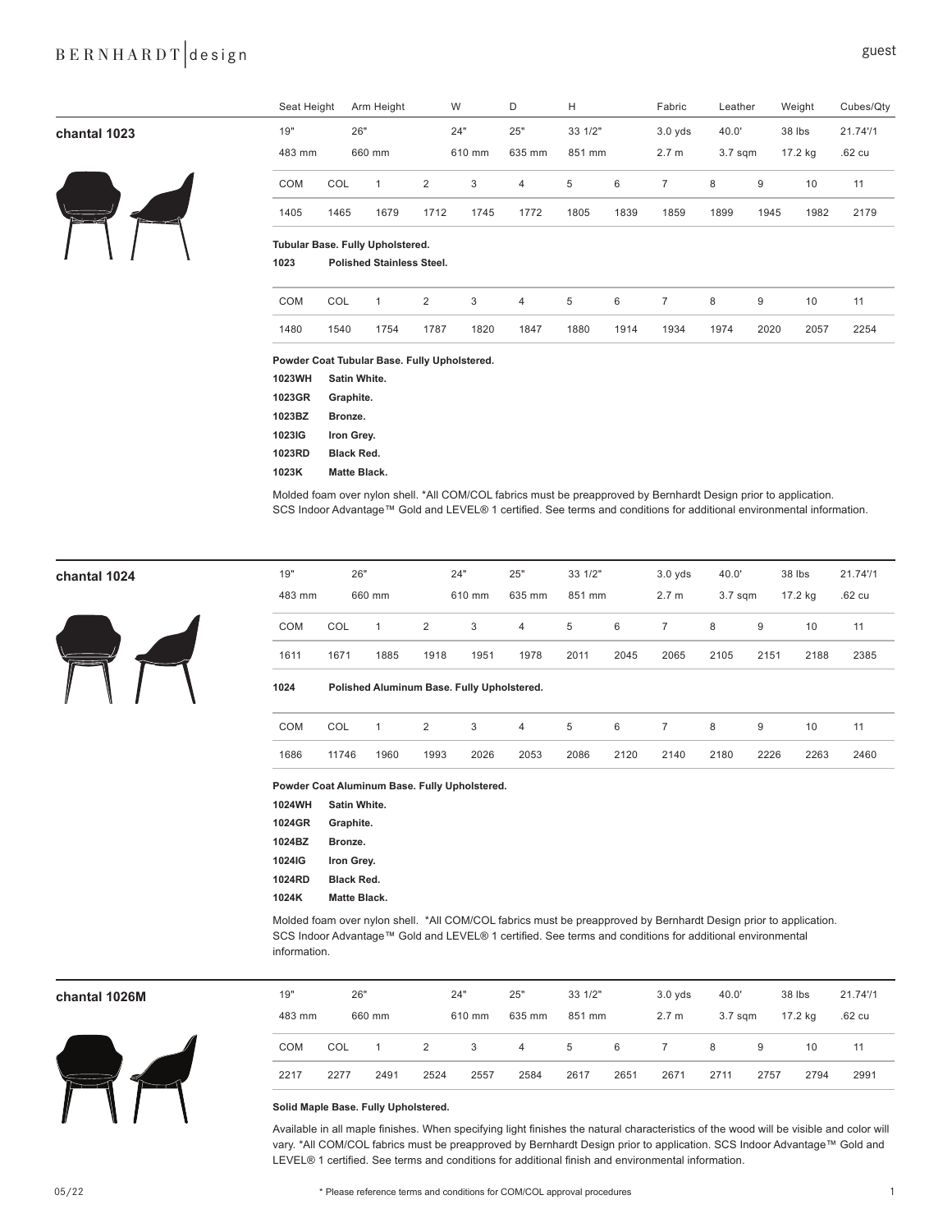## chantal 1023

| Seat Height | Arm Height | W | D | H | Fabric | Leather | Weight | Cubes/Qty |
|---|---|---|---|---|---|---|---|---|
| 19" | 26" | 24" | 25" | 33 1/2" | 3.0 yds | 40.0' | 38 lbs | 21.74'/1 |
| 483 mm | 660 mm | 610 mm | 635 mm | 851 mm | 2.7 m | 3.7 sqm | 17.2 kg | .62 cu |

| COM | COL | 1 | 2 | 3 | 4 | 5 | 6 | 7 | 8 | 9 | 10 | 11 |
|---|---|---|---|---|---|---|---|---|---|---|---|---|
| 1405 | 1465 | 1679 | 1712 | 1745 | 1772 | 1805 | 1839 | 1859 | 1899 | 1945 | 1982 | 2179 |

**Tubular Base. Fully Upholstered.**

**1023 Polished Stainless Steel.**

| COM | COL | 1 | 2 | 3 | 4 | 5 | 6 | 7 | 8 | 9 | 10 | 11 |
|---|---|---|---|---|---|---|---|---|---|---|---|---|
| 1480 | 1540 | 1754 | 1787 | 1820 | 1847 | 1880 | 1914 | 1934 | 1974 | 2020 | 2057 | 2254 |

**Powder Coat Tubular Base. Fully Upholstered.**

**1023WH** **Satin White.**
**1023GR** **Graphite.**
**1023BZ** **Bronze.**
**1023IG** **Iron Grey.**
**1023RD** **Black Red.**
**1023K** **Matte Black.**

Molded foam over nylon shell. *All COM/COL fabrics must be preapproved by Bernhardt Design prior to application. SCS Indoor Advantage™ Gold and LEVEL® 1 certified. See terms and conditions for additional environmental information.

## chantal 1024

| Seat Height | Arm Height | W | D | H | Fabric | Leather | Weight | Cubes/Qty |
|---|---|---|---|---|---|---|---|---|
| 19" | 26" | 24" | 25" | 33 1/2" | 3.0 yds | 40.0' | 38 lbs | 21.74'/1 |
| 483 mm | 660 mm | 610 mm | 635 mm | 851 mm | 2.7 m | 3.7 sqm | 17.2 kg | .62 cu |

| COM | COL | 1 | 2 | 3 | 4 | 5 | 6 | 7 | 8 | 9 | 10 | 11 |
|---|---|---|---|---|---|---|---|---|---|---|---|---|
| 1611 | 1671 | 1885 | 1918 | 1951 | 1978 | 2011 | 2045 | 2065 | 2105 | 2151 | 2188 | 2385 |

**1024 Polished Aluminum Base. Fully Upholstered.**

| COM | COL | 1 | 2 | 3 | 4 | 5 | 6 | 7 | 8 | 9 | 10 | 11 |
|---|---|---|---|---|---|---|---|---|---|---|---|---|
| 1686 | 11746 | 1960 | 1993 | 2026 | 2053 | 2086 | 2120 | 2140 | 2180 | 2226 | 2263 | 2460 |

**Powder Coat Aluminum Base. Fully Upholstered.**

**1024WH** **Satin White.**
**1024GR** **Graphite.**
**1024BZ** **Bronze.**
**1024IG** **Iron Grey.**
**1024RD** **Black Red.**
**1024K** **Matte Black.**

Molded foam over nylon shell. *All COM/COL fabrics must be preapproved by Bernhardt Design prior to application. SCS Indoor Advantage™ Gold and LEVEL® 1 certified. See terms and conditions for additional environmental information.

## chantal 1026M

| Seat Height | Arm Height | W | D | H | Fabric | Leather | Weight | Cubes/Qty |
|---|---|---|---|---|---|---|---|---|
| 19" | 26" | 24" | 25" | 33 1/2" | 3.0 yds | 40.0' | 38 lbs | 21.74'/1 |
| 483 mm | 660 mm | 610 mm | 635 mm | 851 mm | 2.7 m | 3.7 sqm | 17.2 kg | .62 cu |

| COM | COL | 1 | 2 | 3 | 4 | 5 | 6 | 7 | 8 | 9 | 10 | 11 |
|---|---|---|---|---|---|---|---|---|---|---|---|---|
| 2217 | 2277 | 2491 | 2524 | 2557 | 2584 | 2617 | 2651 | 2671 | 2711 | 2757 | 2794 | 2991 |

**Solid Maple Base. Fully Upholstered.**

Available in all maple finishes. When specifying light finishes the natural characteristics of the wood will be visible and color will vary. *All COM/COL fabrics must be preapproved by Bernhardt Design prior to application. SCS Indoor Advantage™ Gold and LEVEL® 1 certified. See terms and conditions for additional finish and environmental information.

* Please reference terms and conditions for COM/COL approval procedures